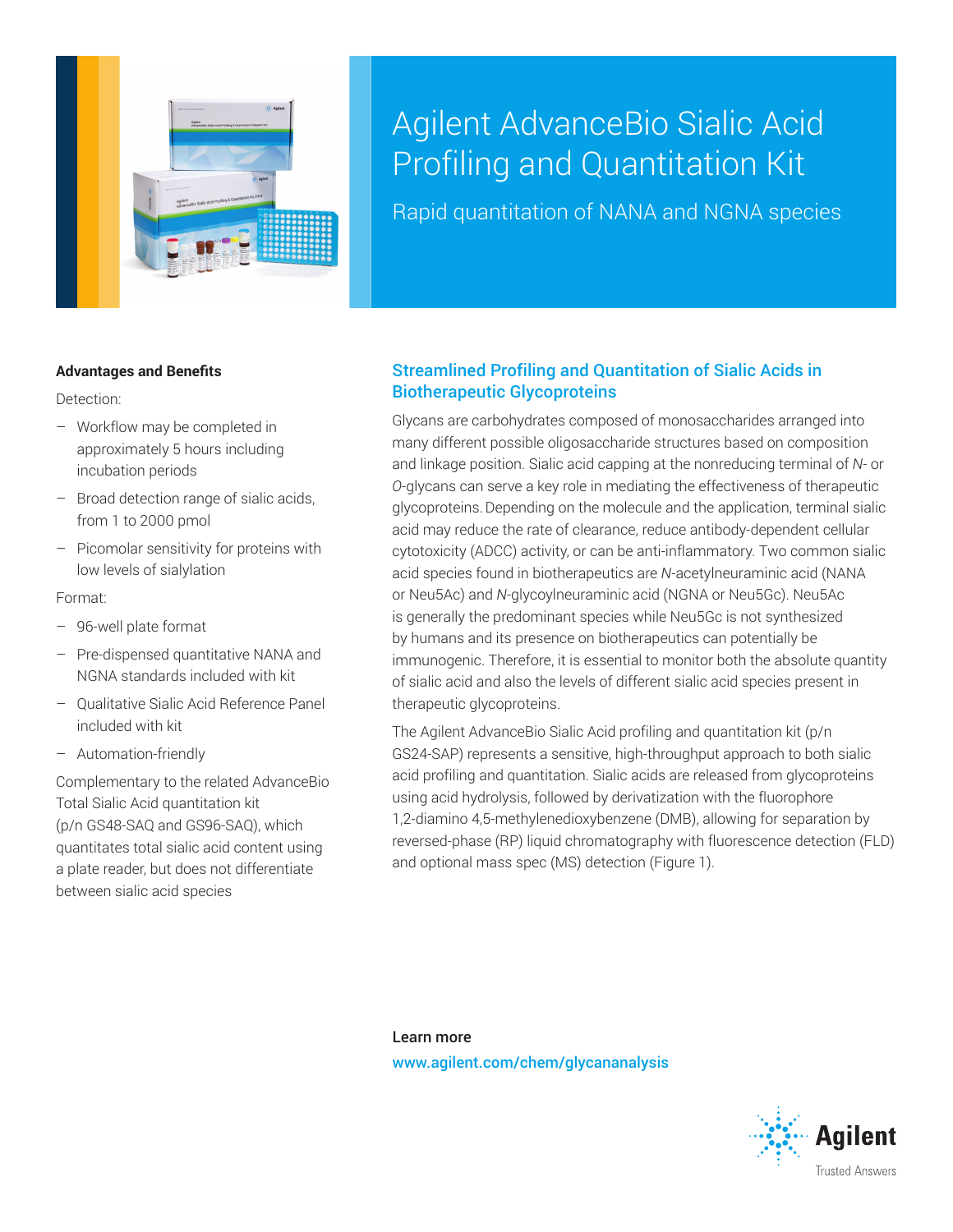# Agilent AdvanceBio Sialic Acid Profiling and Quantitation Kit

Rapid quantitation of NANA and NGNA species

### Advantages and Benefits

Detection:

- Workflow may be completed in approximately 5 hours including incubation periods
- Broad detection range of sialic acids, from 1 to 2000 pmol
- Picomolar sensitivity for proteins with low levels of sialylation

Format:

- 96-well plate format
- Pre-dispensed quantitative NANA and NGNA standards included with kit
- Qualitative Sialic Acid Reference Panel included with kit
- Automation-friendly

Complementary to the related AdvanceBio Total Sialic Acid quantitation kit (p/n GS48-SAQ and GS96-SAQ), which quantitates total sialic acid content using a plate reader, but does not differentiate between sialic acid species

## Streamlined Profiling and Quantitation of Sialic Acids in Biotherapeutic Glycoproteins

Glycans are carbohydrates composed of monosaccharides arranged into many different possible oligosaccharide structures based on composition and linkage position. Sialic acid capping at the nonreducing terminal of *N*- or *O*-glycans can serve a key role in mediating the effectiveness of therapeutic glycoproteins. Depending on the molecule and the application, terminal sialic acid may reduce the rate of clearance, reduce antibody-dependent cellular cytotoxicity (ADCC) activity, or can be anti-inflammatory. Two common sialic acid species found in biotherapeutics are *N*-acetylneuraminic acid (NANA or Neu5Ac) and *N*-glycoylneuraminic acid (NGNA or Neu5Gc). Neu5Ac is generally the predominant species while Neu5Gc is not synthesized by humans and its presence on biotherapeutics can potentially be immunogenic. Therefore, it is essential to monitor both the absolute quantity of sialic acid and also the levels of different sialic acid species present in therapeutic glycoproteins.

The Agilent AdvanceBio Sialic Acid profiling and quantitation kit (p/n GS24-SAP) represents a sensitive, high-throughput approach to both sialic acid profiling and quantitation. Sialic acids are released from glycoproteins using acid hydrolysis, followed by derivatization with the fluorophore 1,2-diamino 4,5-methylenedioxybenzene (DMB), allowing for separation by reversed-phase (RP) liquid chromatography with fluorescence detection (FLD) and optional mass spec (MS) detection (Figure 1).

Learn more

www.agilent.com/chem/glycananalysis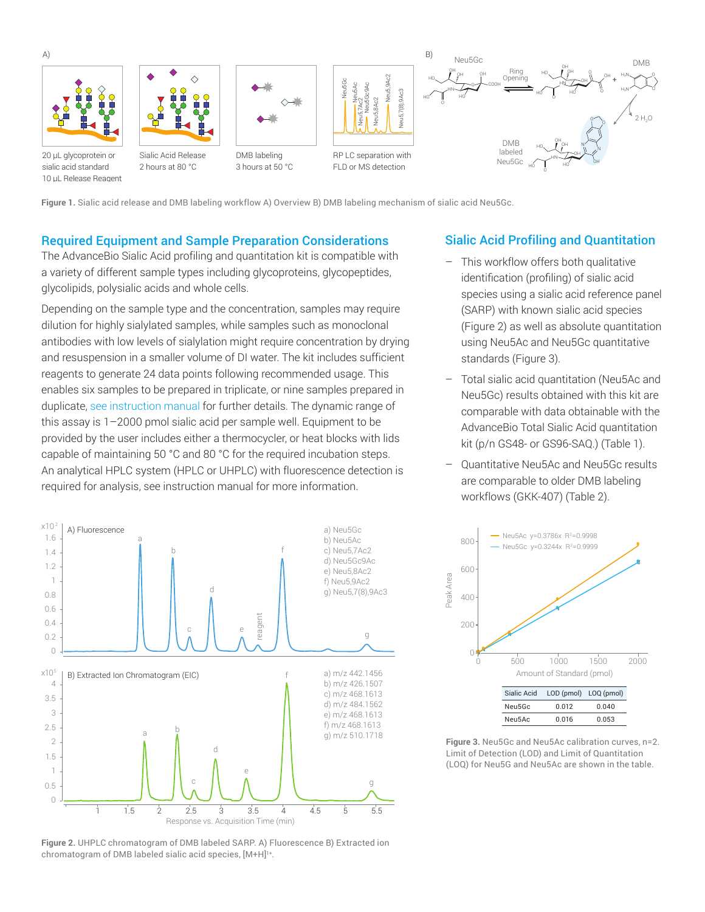Figure 1. Sialic acid release and DMB labeling workflow A) Overview B) DMB labeling mechanism of sialic acid Neu5Gc.

## Required Equipment and Sample Preparation Considerations

The AdvanceBio Sialic Acid profiling and quantitation kit is compatible with a variety of different sample types including glycoproteins, glycopeptides, glycolipids, polysialic acids and whole cells.

Depending on the sample type and the concentration, samples may require dilution for highly sialylated samples, while samples such as monoclonal antibodies with low levels of sialylation might require concentration by drying and resuspension in a smaller volume of DI water. The kit includes sufficient reagents to generate 24 data points following recommended usage. This enables six samples to be prepared in triplicate, or nine samples prepared in duplicate, see instruction manual for further details. The dynamic range of this assay is 1–2000 pmol sialic acid per sample well. Equipment to be provided by the user includes either a thermocycler, or heat blocks with lids capable of maintaining 50 °C and 80 °C for the required incubation steps. An analytical HPLC system (HPLC or UHPLC) with fluorescence detection is required for analysis, see instruction manual for more information.

Figure 2. UHPLC chromatogram of DMB labeled SARP. A) Fluorescence B) Extracted ion chromatogram of DMB labeled sialic acid species, [M+H][1+].

## Sialic Acid Profiling and Quantitation

- This workflow offers both qualitative identification (profiling) of sialic acid species using a sialic acid reference panel (SARP) with known sialic acid species (Figure 2) as well as absolute quantitation using Neu5Ac and Neu5Gc quantitative standards (Figure 3).
- Total sialic acid quantitation (Neu5Ac and Neu5Gc) results obtained with this kit are comparable with data obtainable with the AdvanceBio Total Sialic Acid quantitation kit (p/n GS48- or GS96-SAQ.) (Table 1).
- Quantitative Neu5Ac and Neu5Gc results are comparable to older DMB labeling workflows (GKK-407) (Table 2).

| Sialic Acid | LOD (pmol) | LOQ (pmol) |
|---|---|---|
| Neu5Gc | 0.012 | 0.040 |
| Neu5Ac | 0.016 | 0.053 |

Figure 3. Neu5Gc and Neu5Ac calibration curves, n=2. Limit of Detection (LOD) and Limit of Quantitation (LOQ) for Neu5G and Neu5Ac are shown in the table.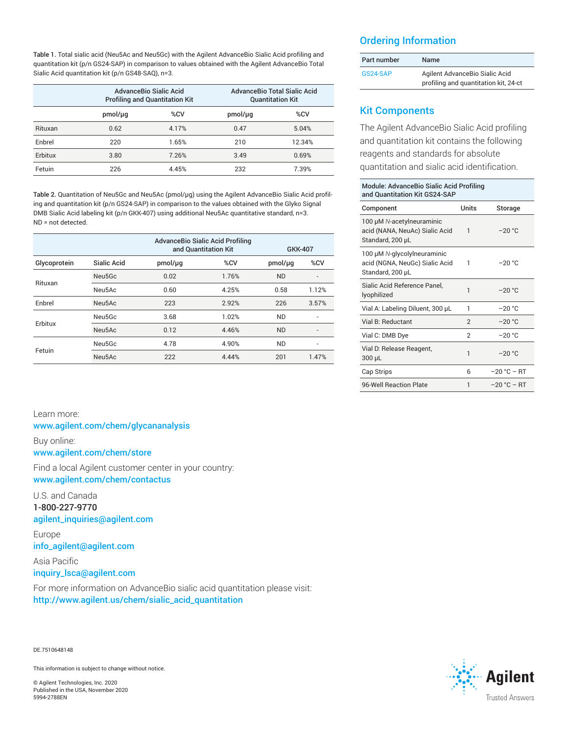Table 1. Total sialic acid (Neu5Ac and Neu5Gc) with the Agilent AdvanceBio Sialic Acid profiling and quantitation kit (p/n GS24-SAP) in comparison to values obtained with the Agilent AdvanceBio Total Sialic Acid quantitation kit (p/n GS48-SAQ), n=3.

| | AdvanceBio Sialic Acid Profiling and Quantitation Kit | | AdvanceBio Total Sialic Acid Quantitation Kit | |
|---|---|---|---|---|
| | pmol/µg | %CV | pmol/µg | %CV |
| Rituxan | 0.62 | 4.17% | 0.47 | 5.04% |
| Enbrel | 220 | 1.65% | 210 | 12.34% |
| Erbitux | 3.80 | 7.26% | 3.49 | 0.69% |
| Fetuin | 226 | 4.45% | 232 | 7.39% |

Table 2. Quantitation of Neu5Gc and Neu5Ac (pmol/µg) using the Agilent AdvanceBio Sialic Acid profiling and quantitation kit (p/n GS24-SAP) in comparison to the values obtained with the Glyko Signal DMB Sialic Acid labeling kit (p/n GKK-407) using additional Neu5Ac quantitative standard, n=3. ND = not detected.

| | | AdvanceBio Sialic Acid Profiling and Quantitation Kit | | GKK-407 | |
|---|---|---|---|---|---|
| Glycoprotein | Sialic Acid | pmol/µg | %CV | pmol/µg | %CV |
| Rituxan | Neu5Gc | 0.02 | 1.76% | ND | - |
| | Neu5Ac | 0.60 | 4.25% | 0.58 | 1.12% |
| Enbrel | Neu5Ac | 223 | 2.92% | 226 | 3.57% |
| Erbitux | Neu5Gc | 3.68 | 1.02% | ND | - |
| | Neu5Ac | 0.12 | 4.46% | ND | - |
| Fetuin | Neu5Gc | 4.78 | 4.90% | ND | - |
| | Neu5Ac | 222 | 4.44% | 201 | 1.47% |

## Ordering Information

| Part number | Name |
|---|---|
| GS24-SAP | Agilent AdvanceBio Sialic Acid profiling and quantitation kit, 24-ct |

## Kit Components

The Agilent AdvanceBio Sialic Acid profiling and quantitation kit contains the following reagents and standards for absolute quantitation and sialic acid identification.

| Module: AdvanceBio Sialic Acid Profiling and Quantitation Kit GS24-SAP | | |
|---|---|---|
| Component | Units | Storage |
| 100 µM *N*-acetylneuraminic acid (NANA, NeuAc) Sialic Acid Standard, 200 µL | 1 | −20 °C |
| 100 µM *N*-glycolylneuraminic acid (NGNA, NeuGc) Sialic Acid Standard, 200 µL | 1 | −20 °C |
| Sialic Acid Reference Panel, lyophilized | 1 | −20 °C |
| Vial A: Labeling Diluent, 300 µL | 1 | −20 °C |
| Vial B: Reductant | 2 | −20 °C |
| Vial C: DMB Dye | 2 | −20 °C |
| Vial D: Release Reagent, 300 µL | 1 | −20 °C |
| Cap Strips | 6 | −20 °C – RT |
| 96-Well Reaction Plate | 1 | −20 °C – RT |

Learn more:
www.agilent.com/chem/glycananalysis

Buy online:
www.agilent.com/chem/store

Find a local Agilent customer center in your country:
www.agilent.com/chem/contactus

U.S. and Canada
1-800-227-9770
agilent_inquiries@agilent.com

Europe
info_agilent@agilent.com

Asia Pacific
inquiry_lsca@agilent.com

For more information on AdvanceBio sialic acid quantitation please visit:
http://www.agilent.us/chem/sialic_acid_quantitation

DE.7510648148

This information is subject to change without notice.

© Agilent Technologies, Inc. 2020
Published in the USA, November 2020
5994-2788EN

Agilent
Trusted Answers